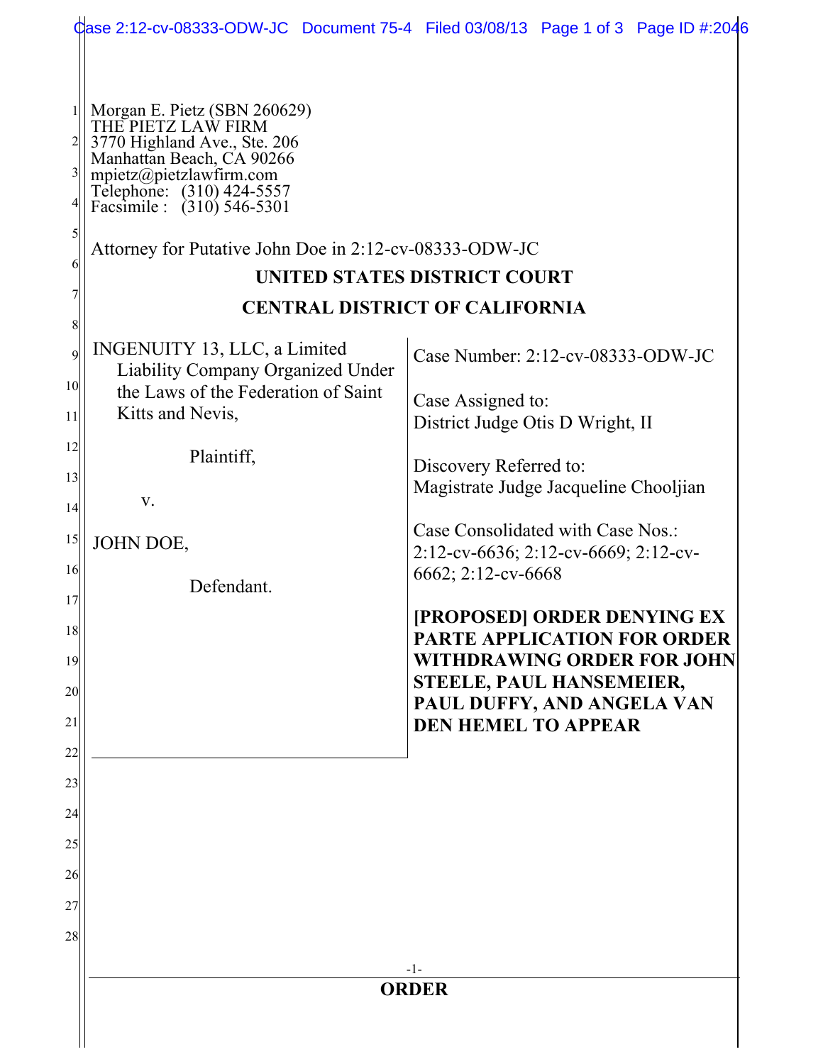Morgan E. Pietz (SBN 260629)
THE PIETZ LAW FIRM
3770 Highland Ave., Ste. 206
Manhattan Beach, CA 90266
mpietz@pietzlawfirm.com
Telephone: (310) 424-5557
Facsimile : (310) 546-5301

Attorney for Putative John Doe in 2:12-cv-08333-ODW-JC

**UNITED STATES DISTRICT COURT**

**CENTRAL DISTRICT OF CALIFORNIA**

INGENUITY 13, LLC, a Limited Liability Company Organized Under the Laws of the Federation of Saint Kitts and Nevis,

Plaintiff,

v.

JOHN DOE,

Defendant.

Case Number: 2:12-cv-08333-ODW-JC

Case Assigned to:
District Judge Otis D Wright, II

Discovery Referred to:
Magistrate Judge Jacqueline Chooljian

Case Consolidated with Case Nos.:
2:12-cv-6636; 2:12-cv-6669; 2:12-cv-6662; 2:12-cv-6668

**[PROPOSED] ORDER DENYING EX PARTE APPLICATION FOR ORDER WITHDRAWING ORDER FOR JOHN STEELE, PAUL HANSEMEIER, PAUL DUFFY, AND ANGELA VAN DEN HEMEL TO APPEAR**

**ORDER**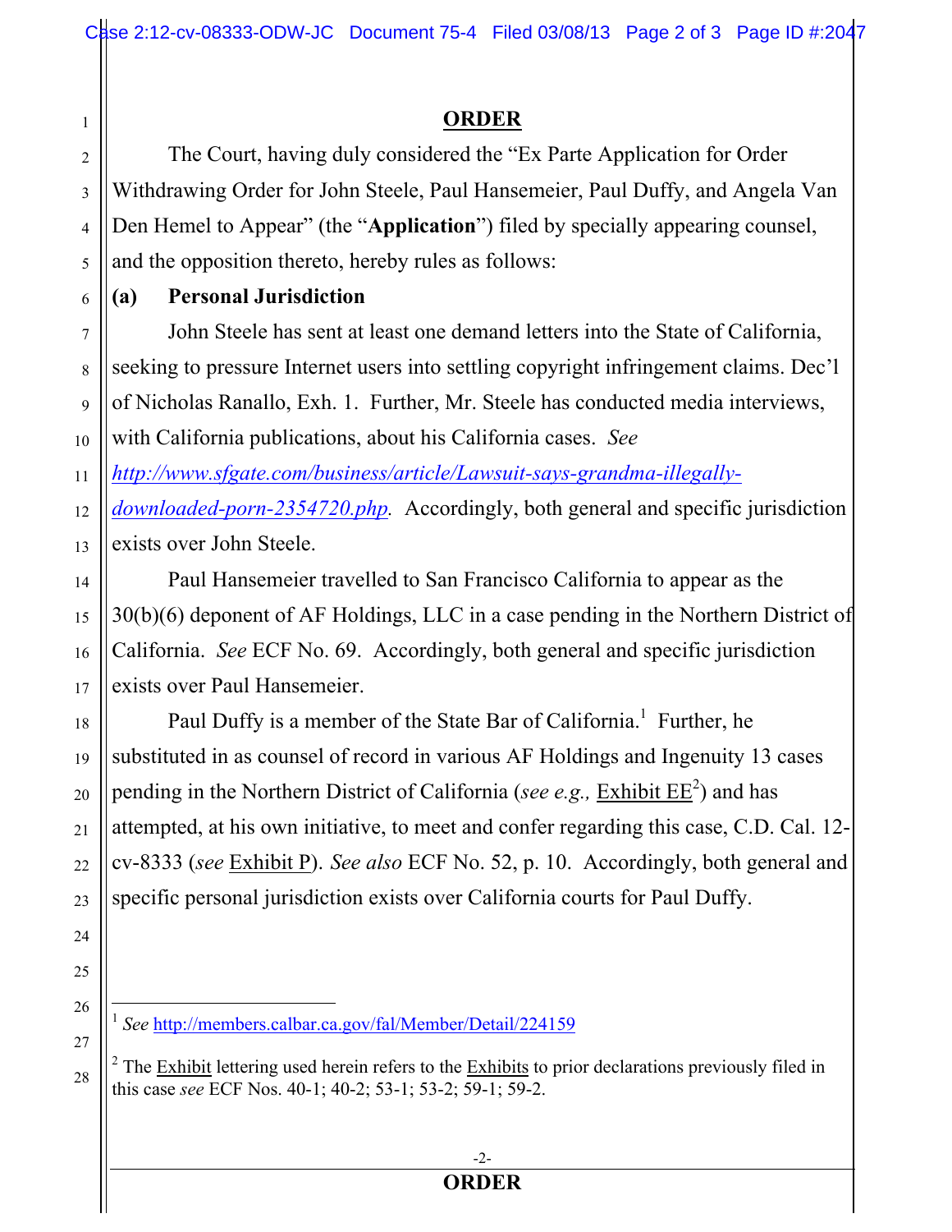# ORDER

The Court, having duly considered the "Ex Parte Application for Order Withdrawing Order for John Steele, Paul Hansemeier, Paul Duffy, and Angela Van Den Hemel to Appear" (the "**Application**") filed by specially appearing counsel, and the opposition thereto, hereby rules as follows:

**(a) Personal Jurisdiction**

John Steele has sent at least one demand letters into the State of California, seeking to pressure Internet users into settling copyright infringement claims. Dec'l of Nicholas Ranallo, Exh. 1. Further, Mr. Steele has conducted media interviews, with California publications, about his California cases. *See* *http://www.sfgate.com/business/article/Lawsuit-says-grandma-illegally-downloaded-porn-2354720.php.* Accordingly, both general and specific jurisdiction exists over John Steele.

Paul Hansemeier travelled to San Francisco California to appear as the 30(b)(6) deponent of AF Holdings, LLC in a case pending in the Northern District of California. *See* ECF No. 69. Accordingly, both general and specific jurisdiction exists over Paul Hansemeier.

Paul Duffy is a member of the State Bar of California.[1] Further, he substituted in as counsel of record in various AF Holdings and Ingenuity 13 cases pending in the Northern District of California (*see e.g.,* Exhibit EE[2]) and has attempted, at his own initiative, to meet and confer regarding this case, C.D. Cal. 12-cv-8333 (*see* Exhibit P). *See also* ECF No. 52, p. 10. Accordingly, both general and specific personal jurisdiction exists over California courts for Paul Duffy.

---

[1] *See* http://members.calbar.ca.gov/fal/Member/Detail/224159

[2] The Exhibit lettering used herein refers to the Exhibits to prior declarations previously filed in this case *see* ECF Nos. 40-1; 40-2; 53-1; 53-2; 59-1; 59-2.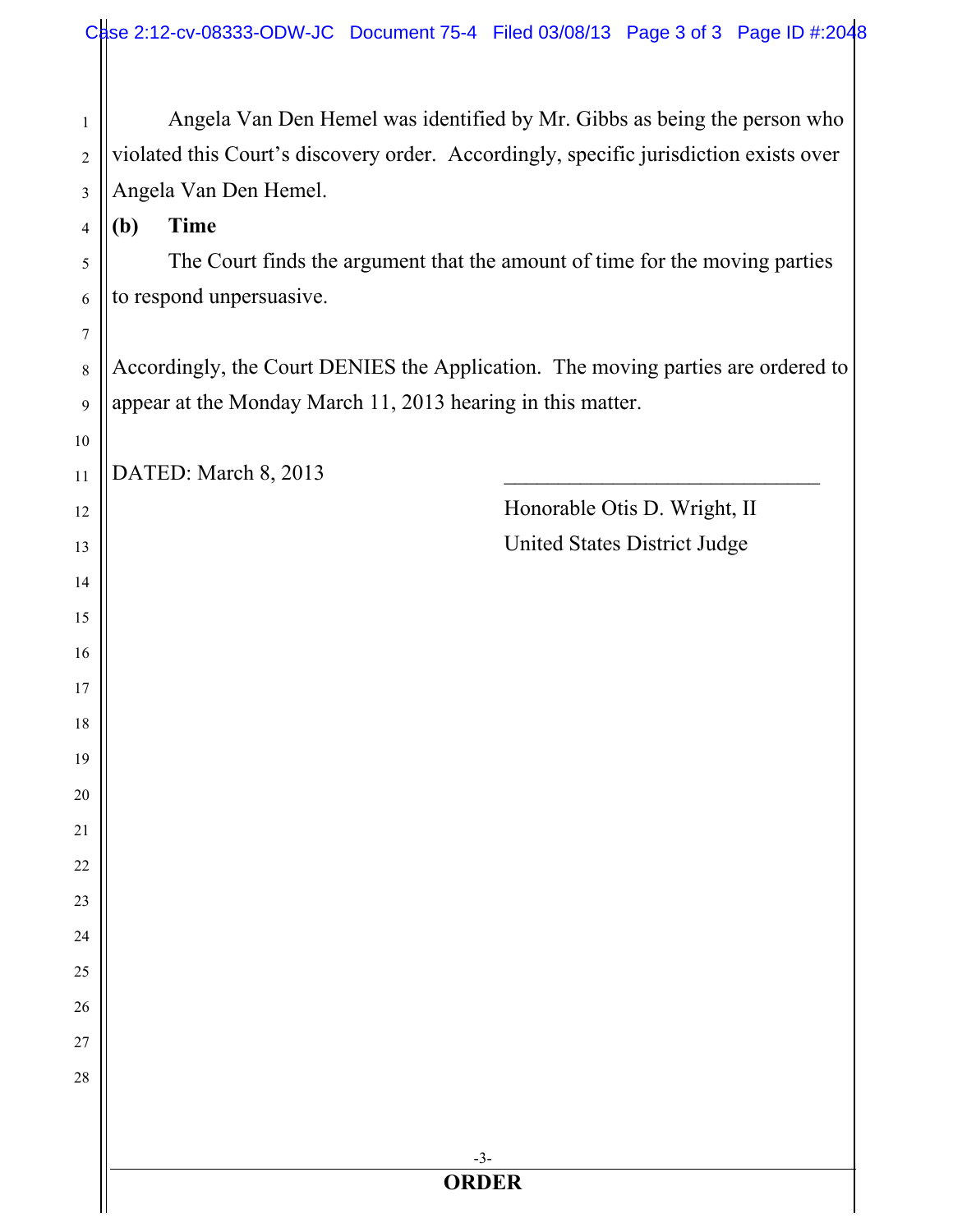Angela Van Den Hemel was identified by Mr. Gibbs as being the person who violated this Court's discovery order. Accordingly, specific jurisdiction exists over Angela Van Den Hemel.

**(b) Time**

The Court finds the argument that the amount of time for the moving parties to respond unpersuasive.

Accordingly, the Court DENIES the Application. The moving parties are ordered to appear at the Monday March 11, 2013 hearing in this matter.

DATED: March 8, 2013

______________________________

Honorable Otis D. Wright, II

United States District Judge

**ORDER**